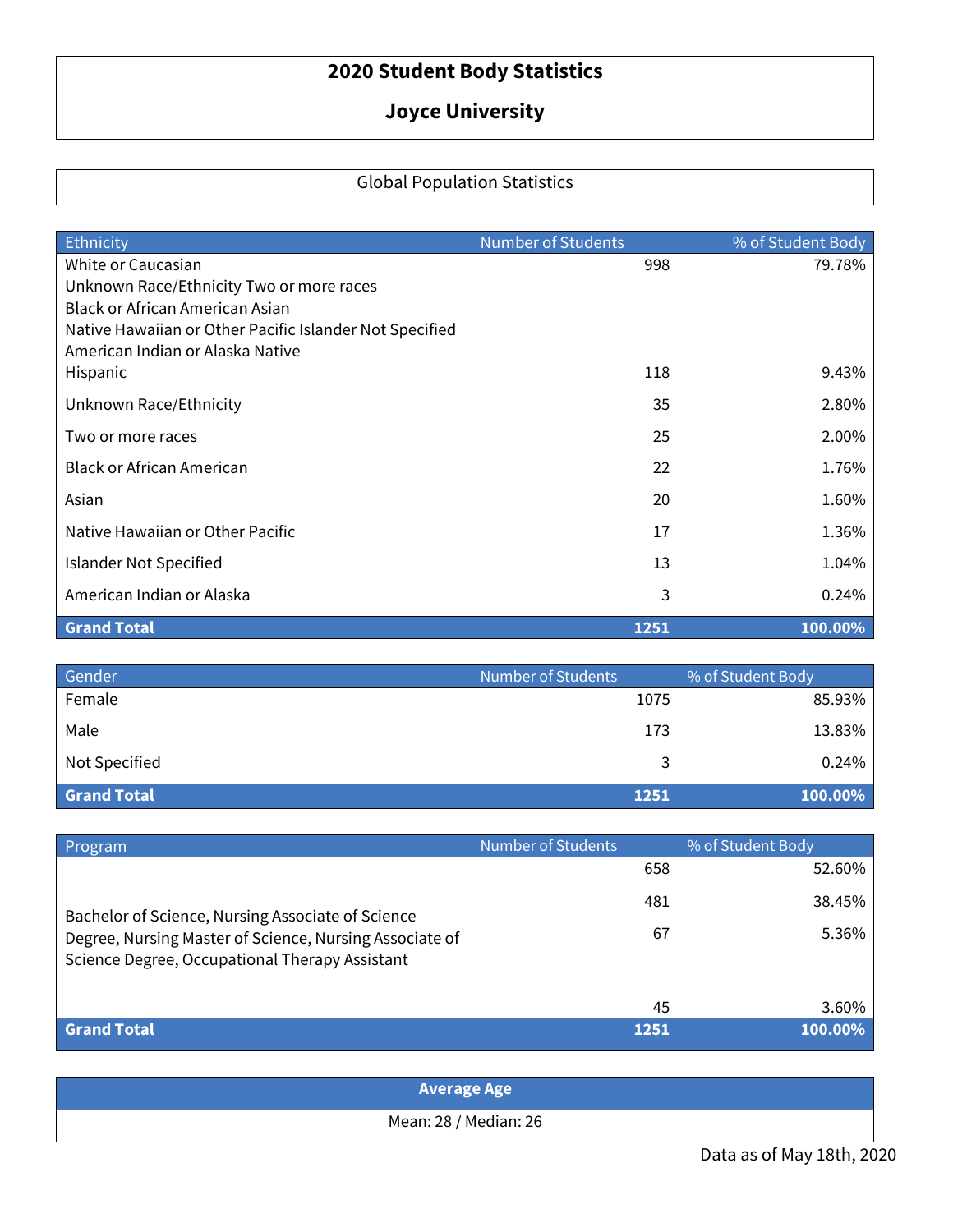# 2020 Student Body Statistics

# Joyce University

## Global Population Statistics

| Ethnicity | Number of Students | % of Student Body |
|---|---|---|
| White or Caucasian<br>Unknown Race/Ethnicity Two or more races<br>Black or African American Asian<br>Native Hawaiian or Other Pacific Islander Not Specified<br>American Indian or Alaska Native | 998 | 79.78% |
| Hispanic | 118 | 9.43% |
| Unknown Race/Ethnicity | 35 | 2.80% |
| Two or more races | 25 | 2.00% |
| Black or African American | 22 | 1.76% |
| Asian | 20 | 1.60% |
| Native Hawaiian or Other Pacific | 17 | 1.36% |
| Islander Not Specified | 13 | 1.04% |
| American Indian or Alaska | 3 | 0.24% |
| **Grand Total** | **1251** | **100.00%** |

| Gender | Number of Students | % of Student Body |
|---|---|---|
| Female | 1075 | 85.93% |
| Male | 173 | 13.83% |
| Not Specified | 3 | 0.24% |
| **Grand Total** | **1251** | **100.00%** |

| Program | Number of Students | % of Student Body |
|---|---|---|
| Bachelor of Science, Nursing Associate of Science Degree, Nursing Master of Science, Nursing Associate of Science Degree, Occupational Therapy Assistant | 658 | 52.60% |
| | 481 | 38.45% |
| | 67 | 5.36% |
| | 45 | 3.60% |
| **Grand Total** | **1251** | **100.00%** |

| **Average Age** |
|---|
| Mean: 28 / Median: 26 |

Data as of May 18th, 2020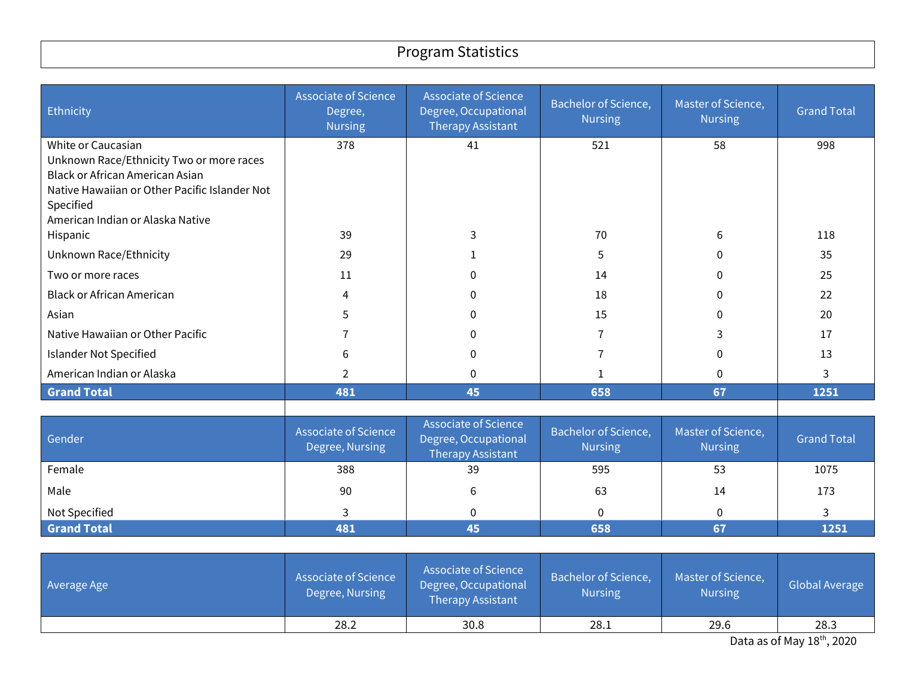# Program Statistics

| Ethnicity | Associate of Science Degree, Nursing | Associate of Science Degree, Occupational Therapy Assistant | Bachelor of Science, Nursing | Master of Science, Nursing | Grand Total |
|---|---|---|---|---|---|
| White or Caucasian<br>Unknown Race/Ethnicity Two or more races<br>Black or African American Asian<br>Native Hawaiian or Other Pacific Islander Not Specified<br>American Indian or Alaska Native | 378 | 41 | 521 | 58 | 998 |
| Hispanic | 39 | 3 | 70 | 6 | 118 |
| Unknown Race/Ethnicity | 29 | 1 | 5 | 0 | 35 |
| Two or more races | 11 | 0 | 14 | 0 | 25 |
| Black or African American | 4 | 0 | 18 | 0 | 22 |
| Asian | 5 | 0 | 15 | 0 | 20 |
| Native Hawaiian or Other Pacific | 7 | 0 | 7 | 3 | 17 |
| Islander Not Specified | 6 | 0 | 7 | 0 | 13 |
| American Indian or Alaska | 2 | 0 | 1 | 0 | 3 |
| **Grand Total** | **481** | **45** | **658** | **67** | **1251** |

| Gender | Associate of Science Degree, Nursing | Associate of Science Degree, Occupational Therapy Assistant | Bachelor of Science, Nursing | Master of Science, Nursing | Grand Total |
|---|---|---|---|---|---|
| Female | 388 | 39 | 595 | 53 | 1075 |
| Male | 90 | 6 | 63 | 14 | 173 |
| Not Specified | 3 | 0 | 0 | 0 | 3 |
| **Grand Total** | **481** | **45** | **658** | **67** | **1251** |

| Average Age | Associate of Science Degree, Nursing | Associate of Science Degree, Occupational Therapy Assistant | Bachelor of Science, Nursing | Master of Science, Nursing | Global Average |
|---|---|---|---|---|---|
| | 28.2 | 30.8 | 28.1 | 29.6 | 28.3 |

Data as of May 18th, 2020